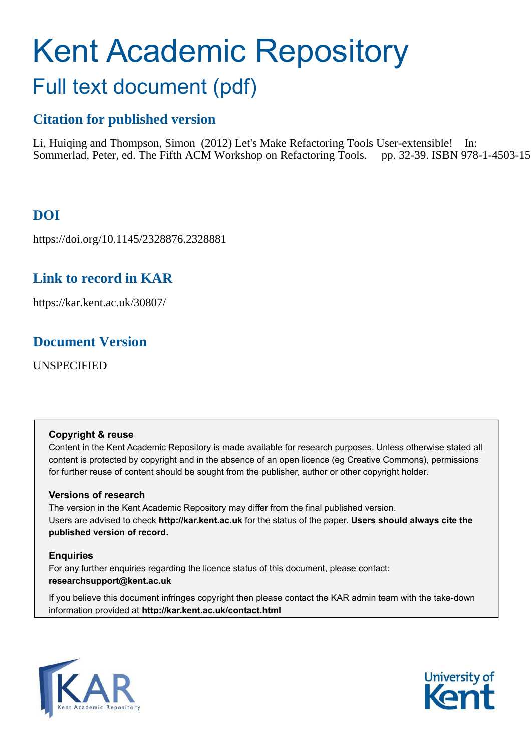# Kent Academic Repository

## Full text document (pdf)

### Citation for published version

Li, Huiqing and Thompson, Simon (2012) Let's Make Refactoring Tools User-extensible! In: Sommerlad, Peter, ed. The Fifth ACM Workshop on Refactoring Tools. pp. 32-39. ISBN 978-1-4503-15

### DOI

https://doi.org/10.1145/2328876.2328881

### Link to record in KAR

https://kar.kent.ac.uk/30807/

### Document Version

UNSPECIFIED

**Copyright & reuse**

Content in the Kent Academic Repository is made available for research purposes. Unless otherwise stated all content is protected by copyright and in the absence of an open licence (eg Creative Commons), permissions for further reuse of content should be sought from the publisher, author or other copyright holder.

**Versions of research**

The version in the Kent Academic Repository may differ from the final published version. Users are advised to check **http://kar.kent.ac.uk** for the status of the paper. **Users should always cite the published version of record.**

**Enquiries**

For any further enquiries regarding the licence status of this document, please contact: **researchsupport@kent.ac.uk**

If you believe this document infringes copyright then please contact the KAR admin team with the take-down information provided at **http://kar.kent.ac.uk/contact.html**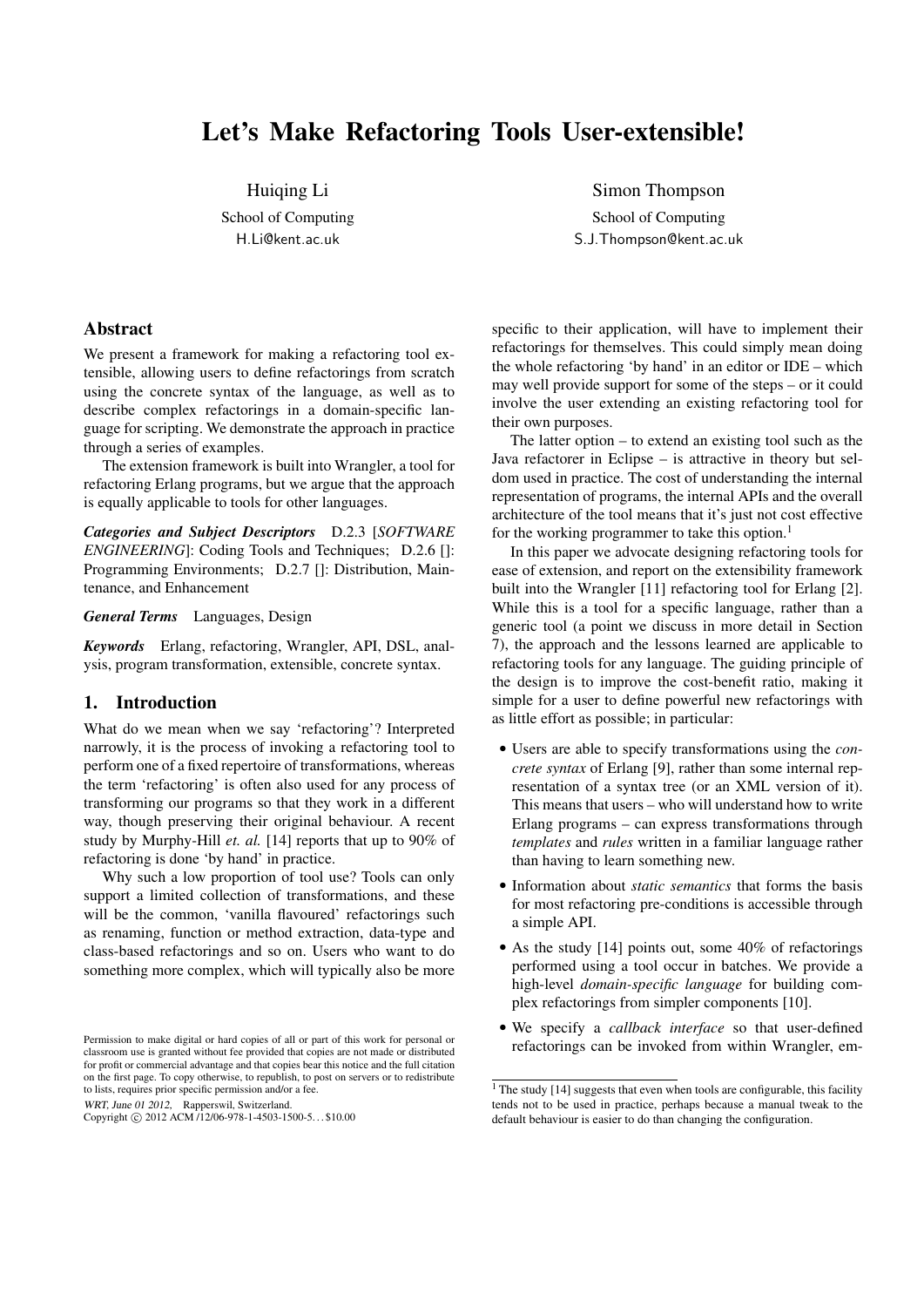# Let's Make Refactoring Tools User-extensible!

Huiqing Li
School of Computing
H.Li@kent.ac.uk

Simon Thompson
School of Computing
S.J.Thompson@kent.ac.uk

## Abstract

We present a framework for making a refactoring tool extensible, allowing users to define refactorings from scratch using the concrete syntax of the language, as well as to describe complex refactorings in a domain-specific language for scripting. We demonstrate the approach in practice through a series of examples.

The extension framework is built into Wrangler, a tool for refactoring Erlang programs, but we argue that the approach is equally applicable to tools for other languages.

***Categories and Subject Descriptors*** D.2.3 [*SOFTWARE ENGINEERING*]: Coding Tools and Techniques; D.2.6 []: Programming Environments; D.2.7 []: Distribution, Maintenance, and Enhancement

***General Terms*** Languages, Design

***Keywords*** Erlang, refactoring, Wrangler, API, DSL, analysis, program transformation, extensible, concrete syntax.

## 1. Introduction

What do we mean when we say 'refactoring'? Interpreted narrowly, it is the process of invoking a refactoring tool to perform one of a fixed repertoire of transformations, whereas the term 'refactoring' is often also used for any process of transforming our programs so that they work in a different way, though preserving their original behaviour. A recent study by Murphy-Hill *et. al.* [14] reports that up to 90% of refactoring is done 'by hand' in practice.

Why such a low proportion of tool use? Tools can only support a limited collection of transformations, and these will be the common, 'vanilla flavoured' refactorings such as renaming, function or method extraction, data-type and class-based refactorings and so on. Users who want to do something more complex, which will typically also be more specific to their application, will have to implement their refactorings for themselves. This could simply mean doing the whole refactoring 'by hand' in an editor or IDE – which may well provide support for some of the steps – or it could involve the user extending an existing refactoring tool for their own purposes.

The latter option – to extend an existing tool such as the Java refactorer in Eclipse – is attractive in theory but seldom used in practice. The cost of understanding the internal representation of programs, the internal APIs and the overall architecture of the tool means that it's just not cost effective for the working programmer to take this option.[1]

In this paper we advocate designing refactoring tools for ease of extension, and report on the extensibility framework built into the Wrangler [11] refactoring tool for Erlang [2]. While this is a tool for a specific language, rather than a generic tool (a point we discuss in more detail in Section 7), the approach and the lessons learned are applicable to refactoring tools for any language. The guiding principle of the design is to improve the cost-benefit ratio, making it simple for a user to define powerful new refactorings with as little effort as possible; in particular:

- Users are able to specify transformations using the *concrete syntax* of Erlang [9], rather than some internal representation of a syntax tree (or an XML version of it). This means that users – who will understand how to write Erlang programs – can express transformations through *templates* and *rules* written in a familiar language rather than having to learn something new.
- Information about *static semantics* that forms the basis for most refactoring pre-conditions is accessible through a simple API.
- As the study [14] points out, some 40% of refactorings performed using a tool occur in batches. We provide a high-level *domain-specific language* for building complex refactorings from simpler components [10].
- We specify a *callback interface* so that user-defined refactorings can be invoked from within Wrangler, em-

[1] The study [14] suggests that even when tools are configurable, this facility tends not to be used in practice, perhaps because a manual tweak to the default behaviour is easier to do than changing the configuration.

Permission to make digital or hard copies of all or part of this work for personal or classroom use is granted without fee provided that copies are not made or distributed for profit or commercial advantage and that copies bear this notice and the full citation on the first page. To copy otherwise, to republish, to post on servers or to redistribute to lists, requires prior specific permission and/or a fee.

*WRT, June 01 2012,* Rapperswil, Switzerland.
Copyright © 2012 ACM /12/06-978-1-4503-1500-5…$10.00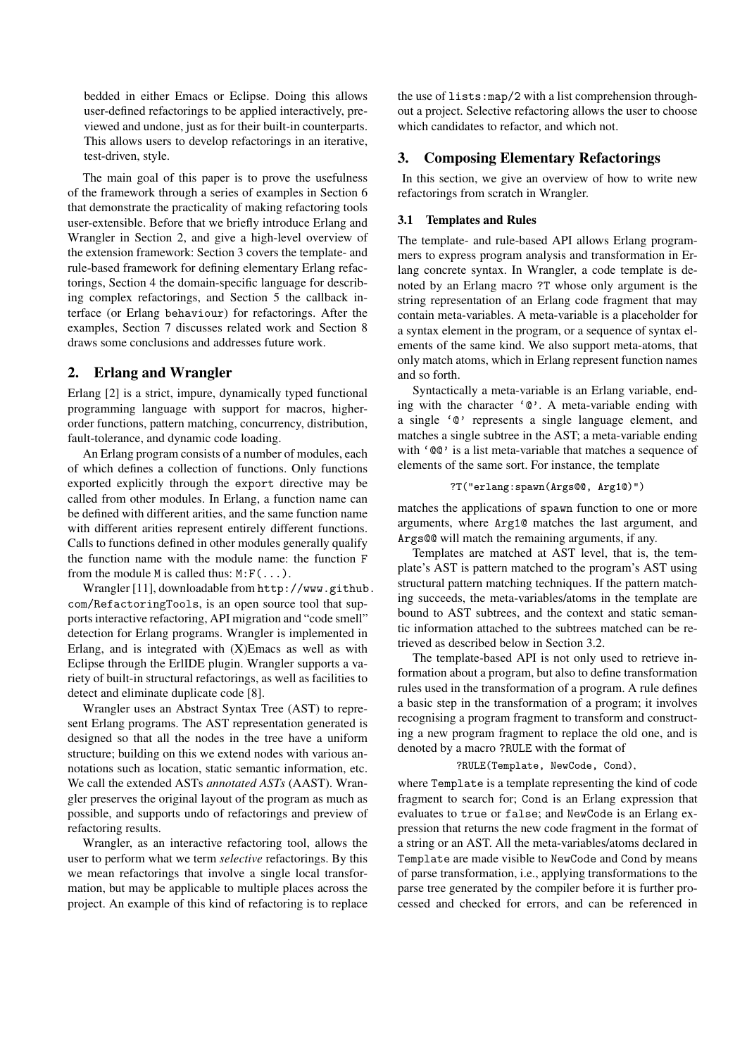bedded in either Emacs or Eclipse. Doing this allows user-defined refactorings to be applied interactively, previewed and undone, just as for their built-in counterparts. This allows users to develop refactorings in an iterative, test-driven, style.

The main goal of this paper is to prove the usefulness of the framework through a series of examples in Section 6 that demonstrate the practicality of making refactoring tools user-extensible. Before that we briefly introduce Erlang and Wrangler in Section 2, and give a high-level overview of the extension framework: Section 3 covers the template- and rule-based framework for defining elementary Erlang refactorings, Section 4 the domain-specific language for describing complex refactorings, and Section 5 the callback interface (or Erlang `behaviour`) for refactorings. After the examples, Section 7 discusses related work and Section 8 draws some conclusions and addresses future work.

## 2. Erlang and Wrangler

Erlang [2] is a strict, impure, dynamically typed functional programming language with support for macros, higher-order functions, pattern matching, concurrency, distribution, fault-tolerance, and dynamic code loading.

An Erlang program consists of a number of modules, each of which defines a collection of functions. Only functions exported explicitly through the `export` directive may be called from other modules. In Erlang, a function name can be defined with different arities, and the same function name with different arities represent entirely different functions. Calls to functions defined in other modules generally qualify the function name with the module name: the function `F` from the module `M` is called thus: `M:F(...)`.

Wrangler [11], downloadable from `http://www.github.com/RefactoringTools`, is an open source tool that supports interactive refactoring, API migration and "code smell" detection for Erlang programs. Wrangler is implemented in Erlang, and is integrated with (X)Emacs as well as with Eclipse through the ErlIDE plugin. Wrangler supports a variety of built-in structural refactorings, as well as facilities to detect and eliminate duplicate code [8].

Wrangler uses an Abstract Syntax Tree (AST) to represent Erlang programs. The AST representation generated is designed so that all the nodes in the tree have a uniform structure; building on this we extend nodes with various annotations such as location, static semantic information, etc. We call the extended ASTs *annotated ASTs* (AAST). Wrangler preserves the original layout of the program as much as possible, and supports undo of refactorings and preview of refactoring results.

Wrangler, as an interactive refactoring tool, allows the user to perform what we term *selective* refactorings. By this we mean refactorings that involve a single local transformation, but may be applicable to multiple places across the project. An example of this kind of refactoring is to replace the use of `lists:map/2` with a list comprehension throughout a project. Selective refactoring allows the user to choose which candidates to refactor, and which not.

## 3. Composing Elementary Refactorings

In this section, we give an overview of how to write new refactorings from scratch in Wrangler.

### 3.1 Templates and Rules

The template- and rule-based API allows Erlang programmers to express program analysis and transformation in Erlang concrete syntax. In Wrangler, a code template is denoted by an Erlang macro `?T` whose only argument is the string representation of an Erlang code fragment that may contain meta-variables. A meta-variable is a placeholder for a syntax element in the program, or a sequence of syntax elements of the same kind. We also support meta-atoms, that only match atoms, which in Erlang represent function names and so forth.

Syntactically a meta-variable is an Erlang variable, ending with the character '`@`'. A meta-variable ending with a single '`@`' represents a single language element, and matches a single subtree in the AST; a meta-variable ending with '`@@`' is a list meta-variable that matches a sequence of elements of the same sort. For instance, the template

```
?T("erlang:spawn(Args@@, Arg1@)")
```

matches the applications of `spawn` function to one or more arguments, where `Arg1@` matches the last argument, and `Args@@` will match the remaining arguments, if any.

Templates are matched at AST level, that is, the template's AST is pattern matched to the program's AST using structural pattern matching techniques. If the pattern matching succeeds, the meta-variables/atoms in the template are bound to AST subtrees, and the context and static semantic information attached to the subtrees matched can be retrieved as described below in Section 3.2.

The template-based API is not only used to retrieve information about a program, but also to define transformation rules used in the transformation of a program. A rule defines a basic step in the transformation of a program; it involves recognising a program fragment to transform and constructing a new program fragment to replace the old one, and is denoted by a macro `?RULE` with the format of

```
?RULE(Template, NewCode, Cond),
```

where `Template` is a template representing the kind of code fragment to search for; `Cond` is an Erlang expression that evaluates to `true` or `false`; and `NewCode` is an Erlang expression that returns the new code fragment in the format of a string or an AST. All the meta-variables/atoms declared in `Template` are made visible to `NewCode` and `Cond` by means of parse transformation, i.e., applying transformations to the parse tree generated by the compiler before it is further processed and checked for errors, and can be referenced in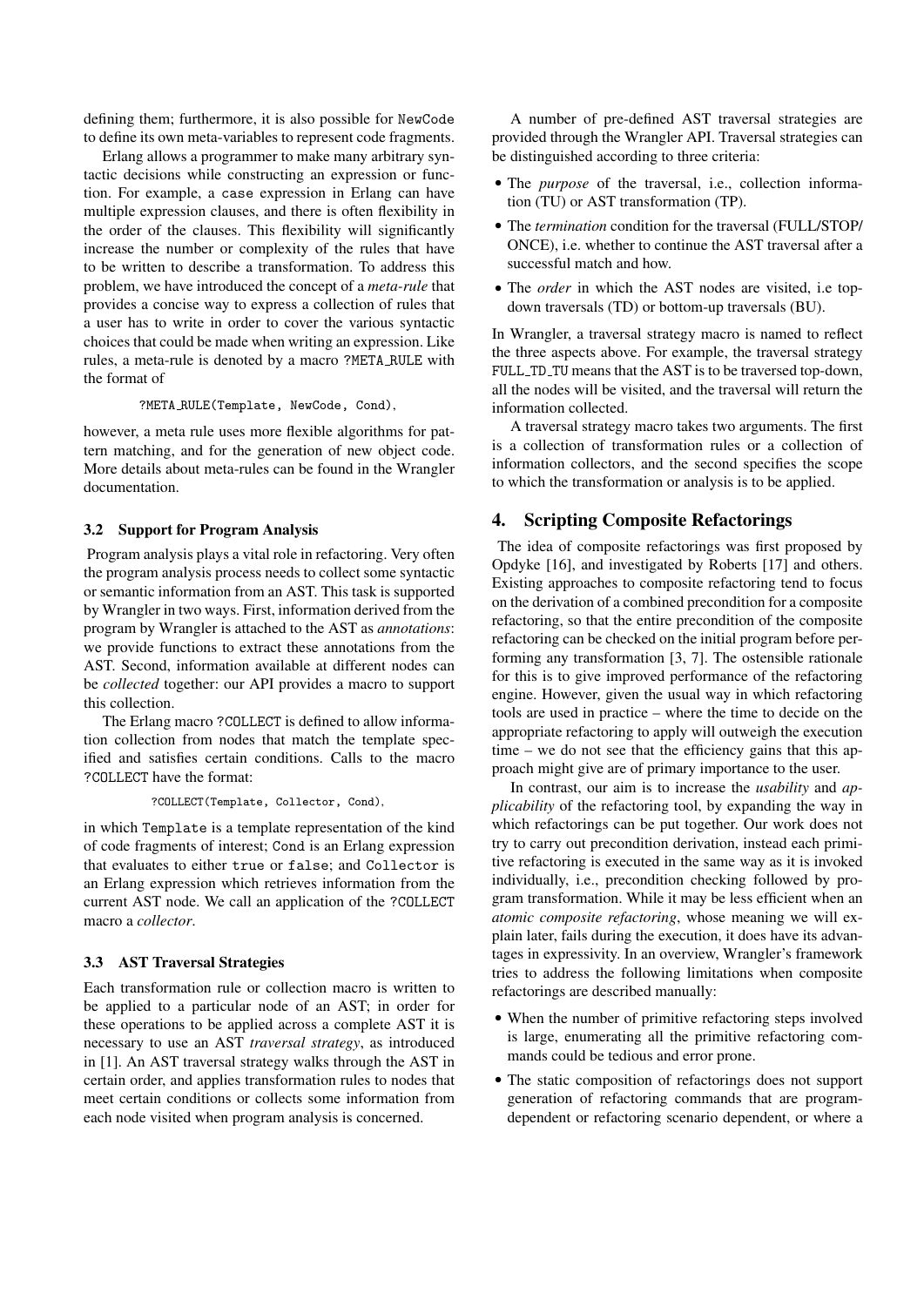defining them; furthermore, it is also possible for NewCode to define its own meta-variables to represent code fragments.

Erlang allows a programmer to make many arbitrary syntactic decisions while constructing an expression or function. For example, a case expression in Erlang can have multiple expression clauses, and there is often flexibility in the order of the clauses. This flexibility will significantly increase the number or complexity of the rules that have to be written to describe a transformation. To address this problem, we have introduced the concept of a *meta-rule* that provides a concise way to express a collection of rules that a user has to write in order to cover the various syntactic choices that could be made when writing an expression. Like rules, a meta-rule is denoted by a macro ?META_RULE with the format of

```
?META_RULE(Template, NewCode, Cond),
```

however, a meta rule uses more flexible algorithms for pattern matching, and for the generation of new object code. More details about meta-rules can be found in the Wrangler documentation.

### 3.2 Support for Program Analysis

Program analysis plays a vital role in refactoring. Very often the program analysis process needs to collect some syntactic or semantic information from an AST. This task is supported by Wrangler in two ways. First, information derived from the program by Wrangler is attached to the AST as *annotations*: we provide functions to extract these annotations from the AST. Second, information available at different nodes can be *collected* together: our API provides a macro to support this collection.

The Erlang macro ?COLLECT is defined to allow information collection from nodes that match the template specified and satisfies certain conditions. Calls to the macro ?COLLECT have the format:

```
?COLLECT(Template, Collector, Cond),
```

in which Template is a template representation of the kind of code fragments of interest; Cond is an Erlang expression that evaluates to either true or false; and Collector is an Erlang expression which retrieves information from the current AST node. We call an application of the ?COLLECT macro a *collector*.

### 3.3 AST Traversal Strategies

Each transformation rule or collection macro is written to be applied to a particular node of an AST; in order for these operations to be applied across a complete AST it is necessary to use an AST *traversal strategy*, as introduced in [1]. An AST traversal strategy walks through the AST in certain order, and applies transformation rules to nodes that meet certain conditions or collects some information from each node visited when program analysis is concerned.

A number of pre-defined AST traversal strategies are provided through the Wrangler API. Traversal strategies can be distinguished according to three criteria:

- The *purpose* of the traversal, i.e., collection information (TU) or AST transformation (TP).
- The *termination* condition for the traversal (FULL/STOP/ONCE), i.e. whether to continue the AST traversal after a successful match and how.
- The *order* in which the AST nodes are visited, i.e top-down traversals (TD) or bottom-up traversals (BU).

In Wrangler, a traversal strategy macro is named to reflect the three aspects above. For example, the traversal strategy FULL_TD_TU means that the AST is to be traversed top-down, all the nodes will be visited, and the traversal will return the information collected.

A traversal strategy macro takes two arguments. The first is a collection of transformation rules or a collection of information collectors, and the second specifies the scope to which the transformation or analysis is to be applied.

## 4. Scripting Composite Refactorings

The idea of composite refactorings was first proposed by Opdyke [16], and investigated by Roberts [17] and others. Existing approaches to composite refactoring tend to focus on the derivation of a combined precondition for a composite refactoring, so that the entire precondition of the composite refactoring can be checked on the initial program before performing any transformation [3, 7]. The ostensible rationale for this is to give improved performance of the refactoring engine. However, given the usual way in which refactoring tools are used in practice – where the time to decide on the appropriate refactoring to apply will outweigh the execution time – we do not see that the efficiency gains that this approach might give are of primary importance to the user.

In contrast, our aim is to increase the *usability* and *applicability* of the refactoring tool, by expanding the way in which refactorings can be put together. Our work does not try to carry out precondition derivation, instead each primitive refactoring is executed in the same way as it is invoked individually, i.e., precondition checking followed by program transformation. While it may be less efficient when an *atomic composite refactoring*, whose meaning we will explain later, fails during the execution, it does have its advantages in expressivity. In an overview, Wrangler's framework tries to address the following limitations when composite refactorings are described manually:

- When the number of primitive refactoring steps involved is large, enumerating all the primitive refactoring commands could be tedious and error prone.
- The static composition of refactorings does not support generation of refactoring commands that are program-dependent or refactoring scenario dependent, or where a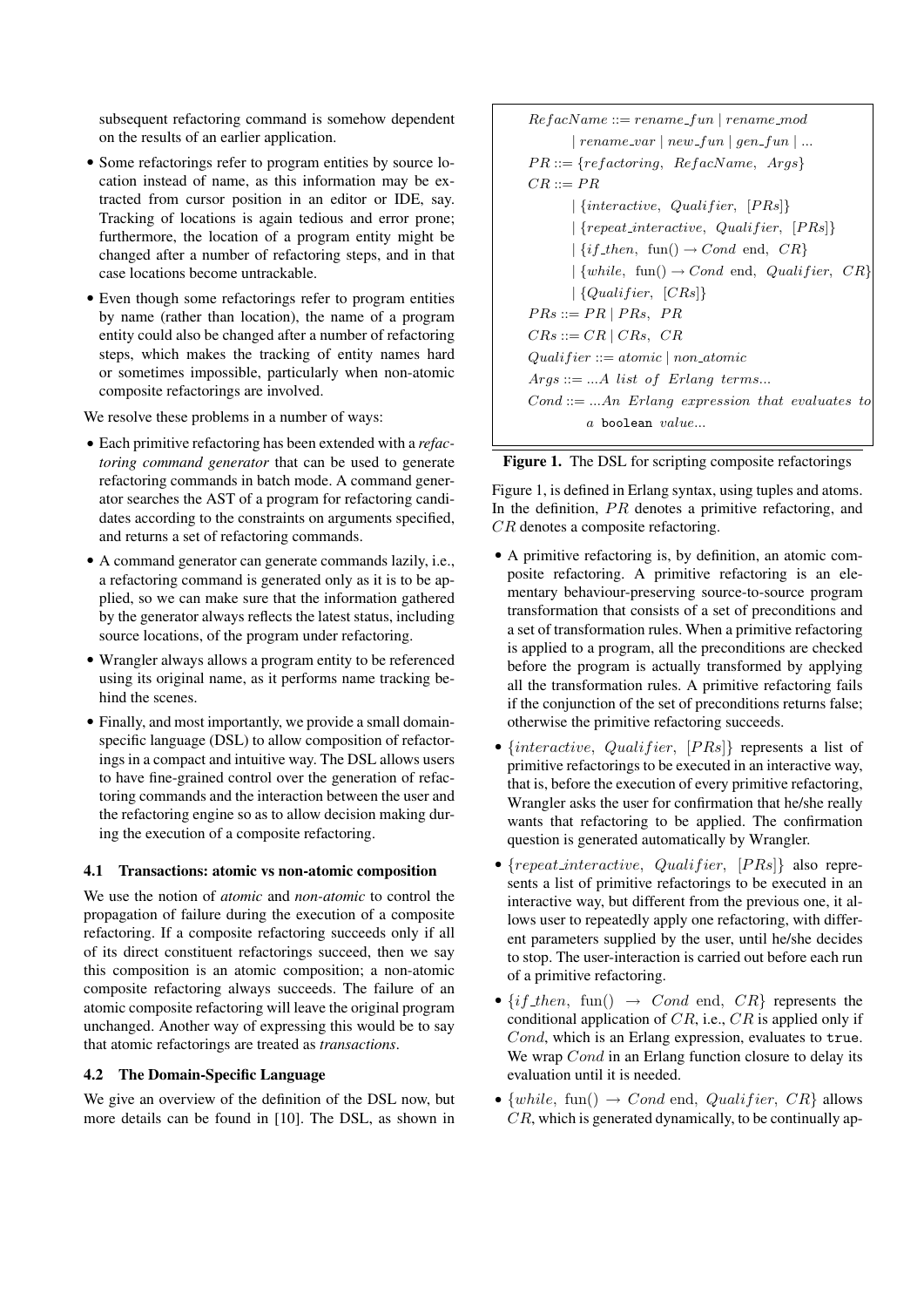subsequent refactoring command is somehow dependent on the results of an earlier application.

- Some refactorings refer to program entities by source location instead of name, as this information may be extracted from cursor position in an editor or IDE, say. Tracking of locations is again tedious and error prone; furthermore, the location of a program entity might be changed after a number of refactoring steps, and in that case locations become untrackable.
- Even though some refactorings refer to program entities by name (rather than location), the name of a program entity could also be changed after a number of refactoring steps, which makes the tracking of entity names hard or sometimes impossible, particularly when non-atomic composite refactorings are involved.

We resolve these problems in a number of ways:

- Each primitive refactoring has been extended with a *refactoring command generator* that can be used to generate refactoring commands in batch mode. A command generator searches the AST of a program for refactoring candidates according to the constraints on arguments specified, and returns a set of refactoring commands.
- A command generator can generate commands lazily, i.e., a refactoring command is generated only as it is to be applied, so we can make sure that the information gathered by the generator always reflects the latest status, including source locations, of the program under refactoring.
- Wrangler always allows a program entity to be referenced using its original name, as it performs name tracking behind the scenes.
- Finally, and most importantly, we provide a small domain-specific language (DSL) to allow composition of refactorings in a compact and intuitive way. The DSL allows users to have fine-grained control over the generation of refactoring commands and the interaction between the user and the refactoring engine so as to allow decision making during the execution of a composite refactoring.

### 4.1 Transactions: atomic vs non-atomic composition

We use the notion of *atomic* and *non-atomic* to control the propagation of failure during the execution of a composite refactoring. If a composite refactoring succeeds only if all of its direct constituent refactorings succeed, then we say this composition is an atomic composition; a non-atomic composite refactoring always succeeds. The failure of an atomic composite refactoring will leave the original program unchanged. Another way of expressing this would be to say that atomic refactorings are treated as *transactions*.

### 4.2 The Domain-Specific Language

We give an overview of the definition of the DSL now, but more details can be found in [10]. The DSL, as shown in Figure 1, is defined in Erlang syntax, using tuples and atoms. In the definition, $PR$ denotes a primitive refactoring, and $CR$ denotes a composite refactoring.

$$
\begin{aligned}
RefacName &::= rename\_fun \mid rename\_mod \\
&\quad \mid rename\_var \mid new\_fun \mid gen\_fun \mid ... \\
PR &::= \{refactoring,\ RefacName,\ Args\} \\
CR &::= PR \\
&\quad \mid \{interactive,\ Qualifier,\ [PRs]\} \\
&\quad \mid \{repeat\_interactive,\ Qualifier,\ [PRs]\} \\
&\quad \mid \{if\_then,\ \text{fun}() \rightarrow Cond\ \text{end},\ CR\} \\
&\quad \mid \{while,\ \text{fun}() \rightarrow Cond\ \text{end},\ Qualifier,\ CR\} \\
&\quad \mid \{Qualifier,\ [CRs]\} \\
PRs &::= PR \mid PRs,\ PR \\
CRs &::= CR \mid CRs,\ CR \\
Qualifier &::= atomic \mid non\_atomic \\
Args &::= ...A\ list\ of\ Erlang\ terms... \\
Cond &::= ...An\ Erlang\ expression\ that\ evaluates\ to \\
&\quad a\ \texttt{boolean}\ value...
\end{aligned}
$$

**Figure 1.** The DSL for scripting composite refactorings

- A primitive refactoring is, by definition, an atomic composite refactoring. A primitive refactoring is an elementary behaviour-preserving source-to-source program transformation that consists of a set of preconditions and a set of transformation rules. When a primitive refactoring is applied to a program, all the preconditions are checked before the program is actually transformed by applying all the transformation rules. A primitive refactoring fails if the conjunction of the set of preconditions returns false; otherwise the primitive refactoring succeeds.
- $\{interactive,\ Qualifier,\ [PRs]\}$ represents a list of primitive refactorings to be executed in an interactive way, that is, before the execution of every primitive refactoring, Wrangler asks the user for confirmation that he/she really wants that refactoring to be applied. The confirmation question is generated automatically by Wrangler.
- $\{repeat\_interactive,\ Qualifier,\ [PRs]\}$ also represents a list of primitive refactorings to be executed in an interactive way, but different from the previous one, it allows user to repeatedly apply one refactoring, with different parameters supplied by the user, until he/she decides to stop. The user-interaction is carried out before each run of a primitive refactoring.
- $\{if\_then,\ \text{fun}() \rightarrow Cond\ \text{end},\ CR\}$ represents the conditional application of $CR$, i.e., $CR$ is applied only if $Cond$, which is an Erlang expression, evaluates to `true`. We wrap $Cond$ in an Erlang function closure to delay its evaluation until it is needed.
- $\{while,\ \text{fun}() \rightarrow Cond\ \text{end},\ Qualifier,\ CR\}$ allows $CR$, which is generated dynamically, to be continually ap-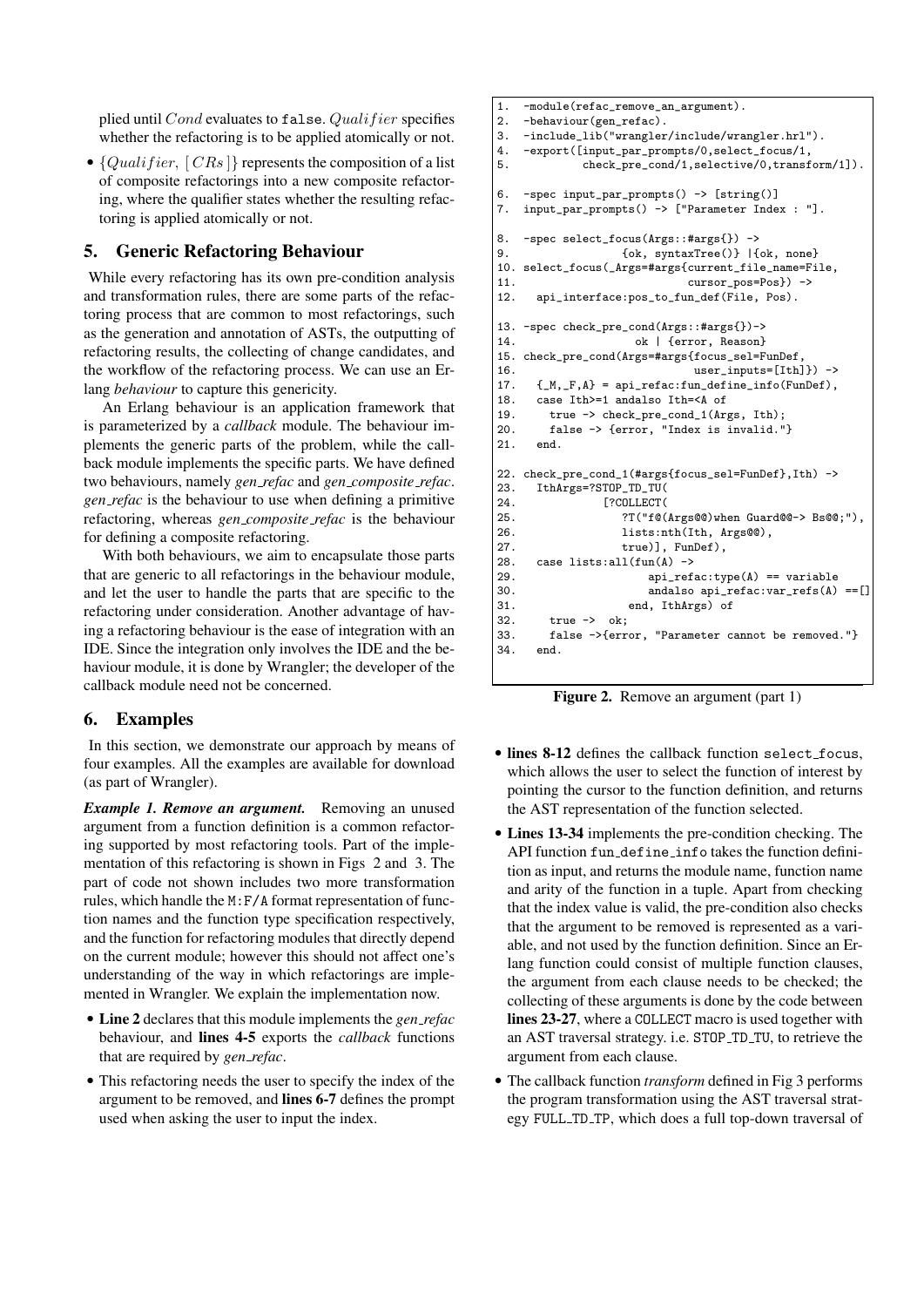plied until $Cond$ evaluates to false. $Qualifier$ specifies whether the refactoring is to be applied atomically or not.

- $\{Qualifier,\ [\,CRs\,]\}$ represents the composition of a list of composite refactorings into a new composite refactoring, where the qualifier states whether the resulting refactoring is applied atomically or not.

## 5. Generic Refactoring Behaviour

While every refactoring has its own pre-condition analysis and transformation rules, there are some parts of the refactoring process that are common to most refactorings, such as the generation and annotation of ASTs, the outputting of refactoring results, the collecting of change candidates, and the workflow of the refactoring process. We can use an Erlang *behaviour* to capture this genericity.

An Erlang behaviour is an application framework that is parameterized by a *callback* module. The behaviour implements the generic parts of the problem, while the callback module implements the specific parts. We have defined two behaviours, namely *gen_refac* and *gen_composite_refac*. *gen_refac* is the behaviour to use when defining a primitive refactoring, whereas *gen_composite_refac* is the behaviour for defining a composite refactoring.

With both behaviours, we aim to encapsulate those parts that are generic to all refactorings in the behaviour module, and let the user to handle the parts that are specific to the refactoring under consideration. Another advantage of having a refactoring behaviour is the ease of integration with an IDE. Since the integration only involves the IDE and the behaviour module, it is done by Wrangler; the developer of the callback module need not be concerned.

## 6. Examples

In this section, we demonstrate our approach by means of four examples. All the examples are available for download (as part of Wrangler).

***Example 1. Remove an argument.*** Removing an unused argument from a function definition is a common refactoring supported by most refactoring tools. Part of the implementation of this refactoring is shown in Figs 2 and 3. The part of code not shown includes two more transformation rules, which handle the `M:F/A` format representation of function names and the function type specification respectively, and the function for refactoring modules that directly depend on the current module; however this should not affect one's understanding of the way in which refactorings are implemented in Wrangler. We explain the implementation now.

- **Line 2** declares that this module implements the *gen_refac* behaviour, and **lines 4-5** exports the *callback* functions that are required by *gen_refac*.
- This refactoring needs the user to specify the index of the argument to be removed, and **lines 6-7** defines the prompt used when asking the user to input the index.

```
1.  -module(refac_remove_an_argument).
2.  -behaviour(gen_refac).
3.  -include_lib("wrangler/include/wrangler.hrl").
4.  -export([input_par_prompts/0,select_focus/1,
5.           check_pre_cond/1,selective/0,transform/1]).

6.  -spec input_par_prompts() -> [string()]
7.  input_par_prompts() -> ["Parameter Index : "].

8.  -spec select_focus(Args::#args{}) ->
9.                  {ok, syntaxTree()} |{ok, none}
10. select_focus(_Args=#args{current_file_name=File,
11.                         cursor_pos=Pos}) ->
12.   api_interface:pos_to_fun_def(File, Pos).

13. -spec check_pre_cond(Args::#args{})->
14.                ok | {error, Reason}
15. check_pre_cond(Args=#args{focus_sel=FunDef,
16.                           user_inputs=[Ith]}) ->
17.   {_M,_F,A} = api_refac:fun_define_info(FunDef),
18.   case Ith>=1 andalso Ith=<A of
19.     true -> check_pre_cond_1(Args, Ith);
20.     false -> {error, "Index is invalid."}
21.   end.

22. check_pre_cond_1(#args{focus_sel=FunDef},Ith) ->
23.   IthArgs=?STOP_TD_TU(
24.            [?COLLECT(
25.               ?T("f@(Args@@)when Guard@@-> Bs@@;"),
26.               lists:nth(Ith, Args@@),
27.               true)], FunDef),
28.   case lists:all(fun(A) ->
29.                    api_refac:type(A) == variable
30.                    andalso api_refac:var_refs(A) ==[]
31.                  end, IthArgs) of
32.     true ->  ok;
33.     false ->{error, "Parameter cannot be removed."}
34.   end.
```

**Figure 2.** Remove an argument (part 1)

- **lines 8-12** defines the callback function `select_focus`, which allows the user to select the function of interest by pointing the cursor to the function definition, and returns the AST representation of the function selected.
- **Lines 13-34** implements the pre-condition checking. The API function `fun_define_info` takes the function definition as input, and returns the module name, function name and arity of the function in a tuple. Apart from checking that the index value is valid, the pre-condition also checks that the argument to be removed is represented as a variable, and not used by the function definition. Since an Erlang function could consist of multiple function clauses, the argument from each clause needs to be checked; the collecting of these arguments is done by the code between **lines 23-27**, where a `COLLECT` macro is used together with an AST traversal strategy. i.e. `STOP_TD_TU`, to retrieve the argument from each clause.
- The callback function *transform* defined in Fig 3 performs the program transformation using the AST traversal strategy `FULL_TD_TP`, which does a full top-down traversal of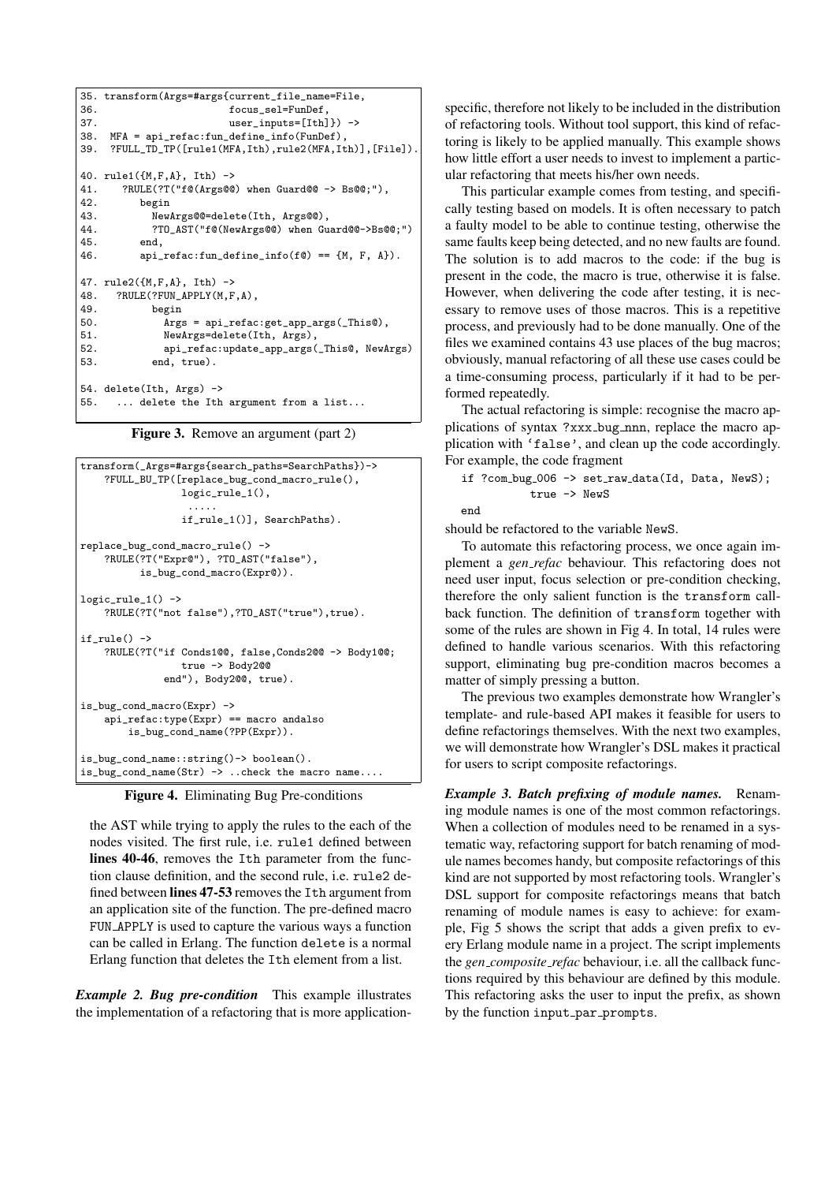```
35. transform(Args=#args{current_file_name=File,
36.                      focus_sel=FunDef,
37.                      user_inputs=[Ith]}) ->
38.  MFA = api_refac:fun_define_info(FunDef),
39.  ?FULL_TD_TP([rule1(MFA,Ith),rule2(MFA,Ith)],[File]).

40. rule1({M,F,A}, Ith) ->
41.    ?RULE(?T("f@(Args@@) when Guard@@ -> Bs@@;"),
42.       begin
43.         NewArgs@@=delete(Ith, Args@@),
44.         ?TO_AST("f@(NewArgs@@) when Guard@@->Bs@@;")
45.       end,
46.       api_refac:fun_define_info(f@) == {M, F, A}).

47. rule2({M,F,A}, Ith) ->
48.   ?RULE(?FUN_APPLY(M,F,A),
49.         begin
50.           Args = api_refac:get_app_args(_This@),
51.           NewArgs=delete(Ith, Args),
52.           api_refac:update_app_args(_This@, NewArgs)
53.         end, true).

54. delete(Ith, Args) ->
55.   ... delete the Ith argument from a list...
```

**Figure 3.** Remove an argument (part 2)

```
transform(_Args=#args{search_paths=SearchPaths})->
    ?FULL_BU_TP([replace_bug_cond_macro_rule(),
                 logic_rule_1(),
                  .....
                 if_rule_1()], SearchPaths).

replace_bug_cond_macro_rule() ->
    ?RULE(?T("Expr@"), ?TO_AST("false"),
          is_bug_cond_macro(Expr@)).

logic_rule_1() ->
    ?RULE(?T("not false"),?TO_AST("true"),true).

if_rule() ->
    ?RULE(?T("if Conds1@@, false,Conds2@@ -> Body1@@;
                 true -> Body2@@
              end"), Body2@@, true).

is_bug_cond_macro(Expr) ->
    api_refac:type(Expr) == macro andalso
        is_bug_cond_name(?PP(Expr)).

is_bug_cond_name::string()-> boolean().
is_bug_cond_name(Str) -> ..check the macro name....
```

**Figure 4.** Eliminating Bug Pre-conditions

the AST while trying to apply the rules to the each of the nodes visited. The first rule, i.e. rule1 defined between **lines 40-46**, removes the Ith parameter from the function clause definition, and the second rule, i.e. rule2 defined between **lines 47-53** removes the Ith argument from an application site of the function. The pre-defined macro FUN_APPLY is used to capture the various ways a function can be called in Erlang. The function delete is a normal Erlang function that deletes the Ith element from a list.

***Example 2. Bug pre-condition*** This example illustrates the implementation of a refactoring that is more application-specific, therefore not likely to be included in the distribution of refactoring tools. Without tool support, this kind of refactoring is likely to be applied manually. This example shows how little effort a user needs to invest to implement a particular refactoring that meets his/her own needs.

This particular example comes from testing, and specifically testing based on models. It is often necessary to patch a faulty model to be able to continue testing, otherwise the same faults keep being detected, and no new faults are found. The solution is to add macros to the code: if the bug is present in the code, the macro is true, otherwise it is false. However, when delivering the code after testing, it is necessary to remove uses of those macros. This is a repetitive process, and previously had to be done manually. One of the files we examined contains 43 use places of the bug macros; obviously, manual refactoring of all these use cases could be a time-consuming process, particularly if it had to be performed repeatedly.

The actual refactoring is simple: recognise the macro applications of syntax ?xxx_bug_nnn, replace the macro application with 'false', and clean up the code accordingly. For example, the code fragment

```
if ?com_bug_006 -> set_raw_data(Id, Data, NewS);
        true -> NewS
end
```

should be refactored to the variable NewS.

To automate this refactoring process, we once again implement a *gen_refac* behaviour. This refactoring does not need user input, focus selection or pre-condition checking, therefore the only salient function is the transform callback function. The definition of transform together with some of the rules are shown in Fig 4. In total, 14 rules were defined to handle various scenarios. With this refactoring support, eliminating bug pre-condition macros becomes a matter of simply pressing a button.

The previous two examples demonstrate how Wrangler's template- and rule-based API makes it feasible for users to define refactorings themselves. With the next two examples, we will demonstrate how Wrangler's DSL makes it practical for users to script composite refactorings.

***Example 3. Batch prefixing of module names.*** Renaming module names is one of the most common refactorings. When a collection of modules need to be renamed in a systematic way, refactoring support for batch renaming of module names becomes handy, but composite refactorings of this kind are not supported by most refactoring tools. Wrangler's DSL support for composite refactorings means that batch renaming of module names is easy to achieve: for example, Fig 5 shows the script that adds a given prefix to every Erlang module name in a project. The script implements the *gen_composite_refac* behaviour, i.e. all the callback functions required by this behaviour are defined by this module. This refactoring asks the user to input the prefix, as shown by the function input_par_prompts.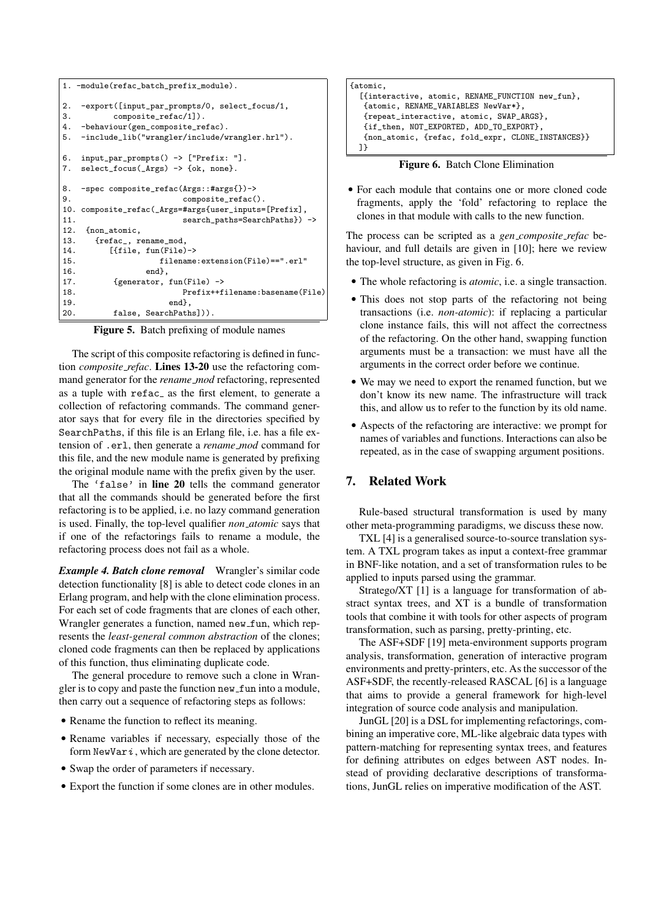```
1. -module(refac_batch_prefix_module).

2.  -export([input_par_prompts/0, select_focus/1,
3.          composite_refac/1]).
4.  -behaviour(gen_composite_refac).
5.  -include_lib("wrangler/include/wrangler.hrl").

6.  input_par_prompts() -> ["Prefix: "].
7.  select_focus(_Args) -> {ok, none}.

8.  -spec composite_refac(Args::#args{})->
9.                          composite_refac().
10. composite_refac(_Args=#args{user_inputs=[Prefix],
11.                         search_paths=SearchPaths}) ->
12.  {non_atomic,
13.    {refac_, rename_mod,
14.       [{file, fun(File)->
15.                  filename:extension(File)==".erl"
16.               end},
17.        {generator, fun(File) ->
18.                       Prefix++filename:basename(File)
19.                     end},
20.        false, SearchPaths]}).
```

**Figure 5.** Batch prefixing of module names

The script of this composite refactoring is defined in function *composite_refac*. **Lines 13-20** use the refactoring command generator for the *rename_mod* refactoring, represented as a tuple with refac_ as the first element, to generate a collection of refactoring commands. The command generator says that for every file in the directories specified by SearchPaths, if this file is an Erlang file, i.e. has a file extension of .erl, then generate a *rename_mod* command for this file, and the new module name is generated by prefixing the original module name with the prefix given by the user.

The 'false' in **line 20** tells the command generator that all the commands should be generated before the first refactoring is to be applied, i.e. no lazy command generation is used. Finally, the top-level qualifier *non_atomic* says that if one of the refactorings fails to rename a module, the refactoring process does not fail as a whole.

***Example 4. Batch clone removal*** Wrangler's similar code detection functionality [8] is able to detect code clones in an Erlang program, and help with the clone elimination process. For each set of code fragments that are clones of each other, Wrangler generates a function, named new_fun, which represents the *least-general common abstraction* of the clones; cloned code fragments can then be replaced by applications of this function, thus eliminating duplicate code.

The general procedure to remove such a clone in Wrangler is to copy and paste the function new_fun into a module, then carry out a sequence of refactoring steps as follows:

- Rename the function to reflect its meaning.
- Rename variables if necessary, especially those of the form NewVar*i*, which are generated by the clone detector.
- Swap the order of parameters if necessary.
- Export the function if some clones are in other modules.

```
{atomic,
  [{interactive, atomic, RENAME_FUNCTION new_fun},
   {atomic, RENAME_VARIABLES NewVar*},
   {repeat_interactive, atomic, SWAP_ARGS},
   {if_then, NOT_EXPORTED, ADD_TO_EXPORT},
   {non_atomic, {refac, fold_expr, CLONE_INSTANCES}}
  ]}
```

**Figure 6.** Batch Clone Elimination

- For each module that contains one or more cloned code fragments, apply the 'fold' refactoring to replace the clones in that module with calls to the new function.

The process can be scripted as a *gen_composite_refac* behaviour, and full details are given in [10]; here we review the top-level structure, as given in Fig. 6.

- The whole refactoring is *atomic*, i.e. a single transaction.
- This does not stop parts of the refactoring not being transactions (i.e. *non-atomic*): if replacing a particular clone instance fails, this will not affect the correctness of the refactoring. On the other hand, swapping function arguments must be a transaction: we must have all the arguments in the correct order before we continue.
- We may we need to export the renamed function, but we don't know its new name. The infrastructure will track this, and allow us to refer to the function by its old name.
- Aspects of the refactoring are interactive: we prompt for names of variables and functions. Interactions can also be repeated, as in the case of swapping argument positions.

## 7. Related Work

Rule-based structural transformation is used by many other meta-programming paradigms, we discuss these now.

TXL [4] is a generalised source-to-source translation system. A TXL program takes as input a context-free grammar in BNF-like notation, and a set of transformation rules to be applied to inputs parsed using the grammar.

Stratego/XT [1] is a language for transformation of abstract syntax trees, and XT is a bundle of transformation tools that combine it with tools for other aspects of program transformation, such as parsing, pretty-printing, etc.

The ASF+SDF [19] meta-environment supports program analysis, transformation, generation of interactive program environments and pretty-printers, etc. As the successor of the ASF+SDF, the recently-released RASCAL [6] is a language that aims to provide a general framework for high-level integration of source code analysis and manipulation.

JunGL [20] is a DSL for implementing refactorings, combining an imperative core, ML-like algebraic data types with pattern-matching for representing syntax trees, and features for defining attributes on edges between AST nodes. Instead of providing declarative descriptions of transformations, JunGL relies on imperative modification of the AST.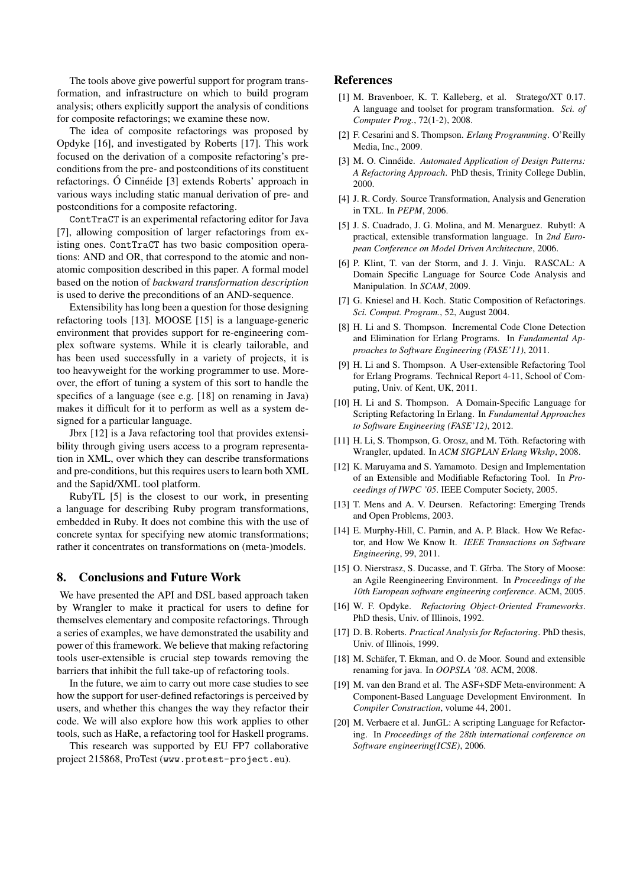The tools above give powerful support for program transformation, and infrastructure on which to build program analysis; others explicitly support the analysis of conditions for composite refactorings; we examine these now.

The idea of composite refactorings was proposed by Opdyke [16], and investigated by Roberts [17]. This work focused on the derivation of a composite refactoring's preconditions from the pre- and postconditions of its constituent refactorings. Ó Cinnéide [3] extends Roberts' approach in various ways including static manual derivation of pre- and postconditions for a composite refactoring.

`ContTraCT` is an experimental refactoring editor for Java [7], allowing composition of larger refactorings from existing ones. `ContTraCT` has two basic composition operations: AND and OR, that correspond to the atomic and non-atomic composition described in this paper. A formal model based on the notion of *backward transformation description* is used to derive the preconditions of an AND-sequence.

Extensibility has long been a question for those designing refactoring tools [13]. MOOSE [15] is a language-generic environment that provides support for re-engineering complex software systems. While it is clearly tailorable, and has been used successfully in a variety of projects, it is too heavyweight for the working programmer to use. Moreover, the effort of tuning a system of this sort to handle the specifics of a language (see e.g. [18] on renaming in Java) makes it difficult for it to perform as well as a system designed for a particular language.

Jbrx [12] is a Java refactoring tool that provides extensibility through giving users access to a program representation in XML, over which they can describe transformations and pre-conditions, but this requires users to learn both XML and the Sapid/XML tool platform.

RubyTL [5] is the closest to our work, in presenting a language for describing Ruby program transformations, embedded in Ruby. It does not combine this with the use of concrete syntax for specifying new atomic transformations; rather it concentrates on transformations on (meta-)models.

## 8. Conclusions and Future Work

We have presented the API and DSL based approach taken by Wrangler to make it practical for users to define for themselves elementary and composite refactorings. Through a series of examples, we have demonstrated the usability and power of this framework. We believe that making refactoring tools user-extensible is crucial step towards removing the barriers that inhibit the full take-up of refactoring tools.

In the future, we aim to carry out more case studies to see how the support for user-defined refactorings is perceived by users, and whether this changes the way they refactor their code. We will also explore how this work applies to other tools, such as HaRe, a refactoring tool for Haskell programs.

This research was supported by EU FP7 collaborative project 215868, ProTest (`www.protest-project.eu`).

## References

[1] M. Bravenboer, K. T. Kalleberg, et al. Stratego/XT 0.17. A language and toolset for program transformation. *Sci. of Computer Prog.*, 72(1-2), 2008.

[2] F. Cesarini and S. Thompson. *Erlang Programming*. O'Reilly Media, Inc., 2009.

[3] M. O. Cinnéide. *Automated Application of Design Patterns: A Refactoring Approach*. PhD thesis, Trinity College Dublin, 2000.

[4] J. R. Cordy. Source Transformation, Analysis and Generation in TXL. In *PEPM*, 2006.

[5] J. S. Cuadrado, J. G. Molina, and M. Menarguez. Rubytl: A practical, extensible transformation language. In *2nd European Conference on Model Driven Architecture*, 2006.

[6] P. Klint, T. van der Storm, and J. J. Vinju. RASCAL: A Domain Specific Language for Source Code Analysis and Manipulation. In *SCAM*, 2009.

[7] G. Kniesel and H. Koch. Static Composition of Refactorings. *Sci. Comput. Program.*, 52, August 2004.

[8] H. Li and S. Thompson. Incremental Code Clone Detection and Elimination for Erlang Programs. In *Fundamental Approaches to Software Engineering (FASE'11)*, 2011.

[9] H. Li and S. Thompson. A User-extensible Refactoring Tool for Erlang Programs. Technical Report 4-11, School of Computing, Univ. of Kent, UK, 2011.

[10] H. Li and S. Thompson. A Domain-Specific Language for Scripting Refactoring In Erlang. In *Fundamental Approaches to Software Engineering (FASE'12)*, 2012.

[11] H. Li, S. Thompson, G. Orosz, and M. Töth. Refactoring with Wrangler, updated. In *ACM SIGPLAN Erlang Wkshp*, 2008.

[12] K. Maruyama and S. Yamamoto. Design and Implementation of an Extensible and Modifiable Refactoring Tool. In *Proceedings of IWPC '05*. IEEE Computer Society, 2005.

[13] T. Mens and A. V. Deursen. Refactoring: Emerging Trends and Open Problems, 2003.

[14] E. Murphy-Hill, C. Parnin, and A. P. Black. How We Refactor, and How We Know It. *IEEE Transactions on Software Engineering*, 99, 2011.

[15] O. Nierstrasz, S. Ducasse, and T. Gĭrba. The Story of Moose: an Agile Reengineering Environment. In *Proceedings of the 10th European software engineering conference*. ACM, 2005.

[16] W. F. Opdyke. *Refactoring Object-Oriented Frameworks*. PhD thesis, Univ. of Illinois, 1992.

[17] D. B. Roberts. *Practical Analysis for Refactoring*. PhD thesis, Univ. of Illinois, 1999.

[18] M. Schäfer, T. Ekman, and O. de Moor. Sound and extensible renaming for java. In *OOPSLA '08*. ACM, 2008.

[19] M. van den Brand et al. The ASF+SDF Meta-environment: A Component-Based Language Development Environment. In *Compiler Construction*, volume 44, 2001.

[20] M. Verbaere et al. JunGL: A scripting Language for Refactoring. In *Proceedings of the 28th international conference on Software engineering(ICSE)*, 2006.